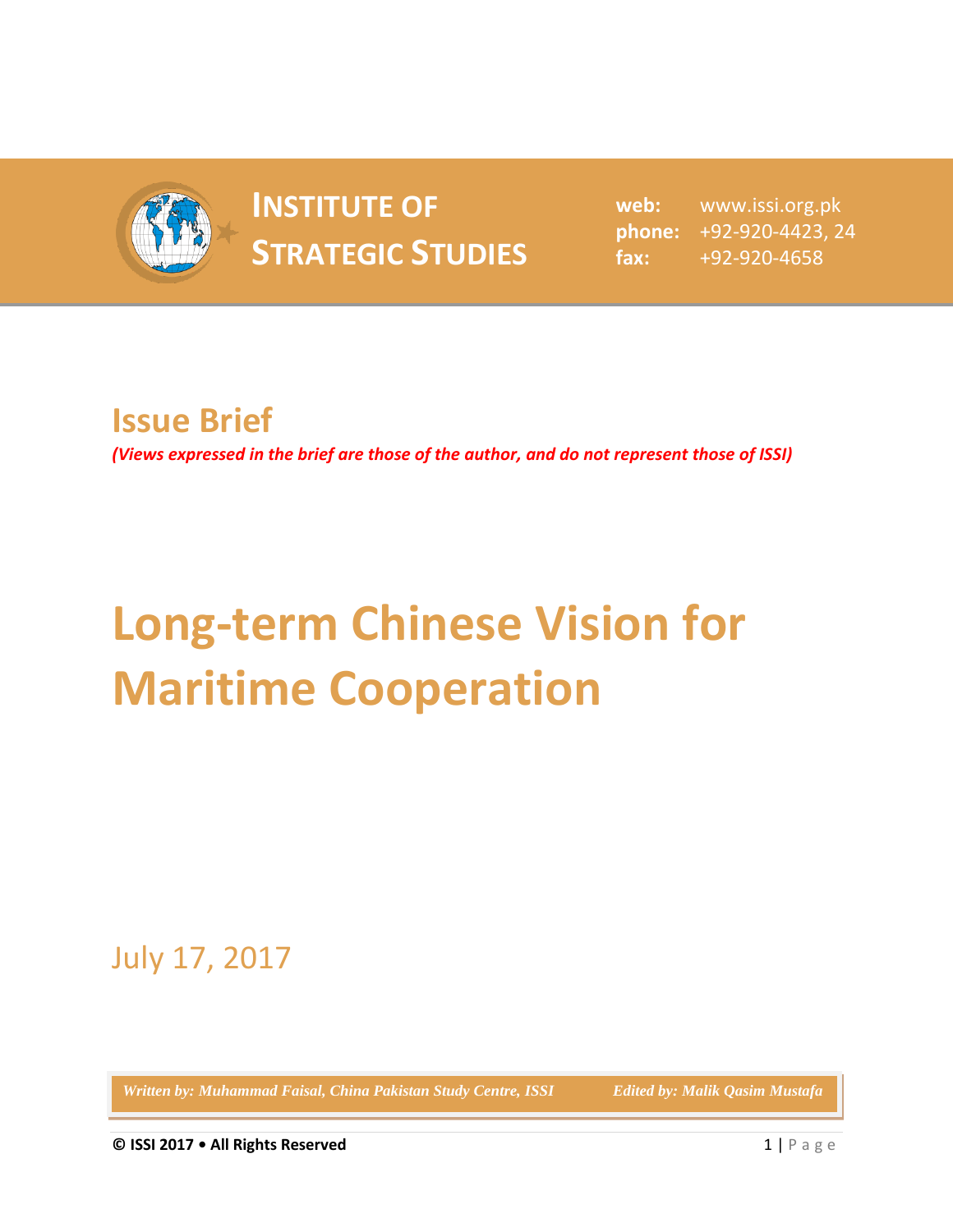# INSTITUTE OF STRATEGIC STUDIES

**web:** www.issi.org.pk
**phone:** +92-920-4423, 24
**fax:** +92-920-4658

## Issue Brief

*(Views expressed in the brief are those of the author, and do not represent those of ISSI)*

# Long-term Chinese Vision for Maritime Cooperation

July 17, 2017

*Written by: Muhammad Faisal, China Pakistan Study Centre, ISSI* *Edited by: Malik Qasim Mustafa*

**© ISSI 2017 • All Rights Reserved**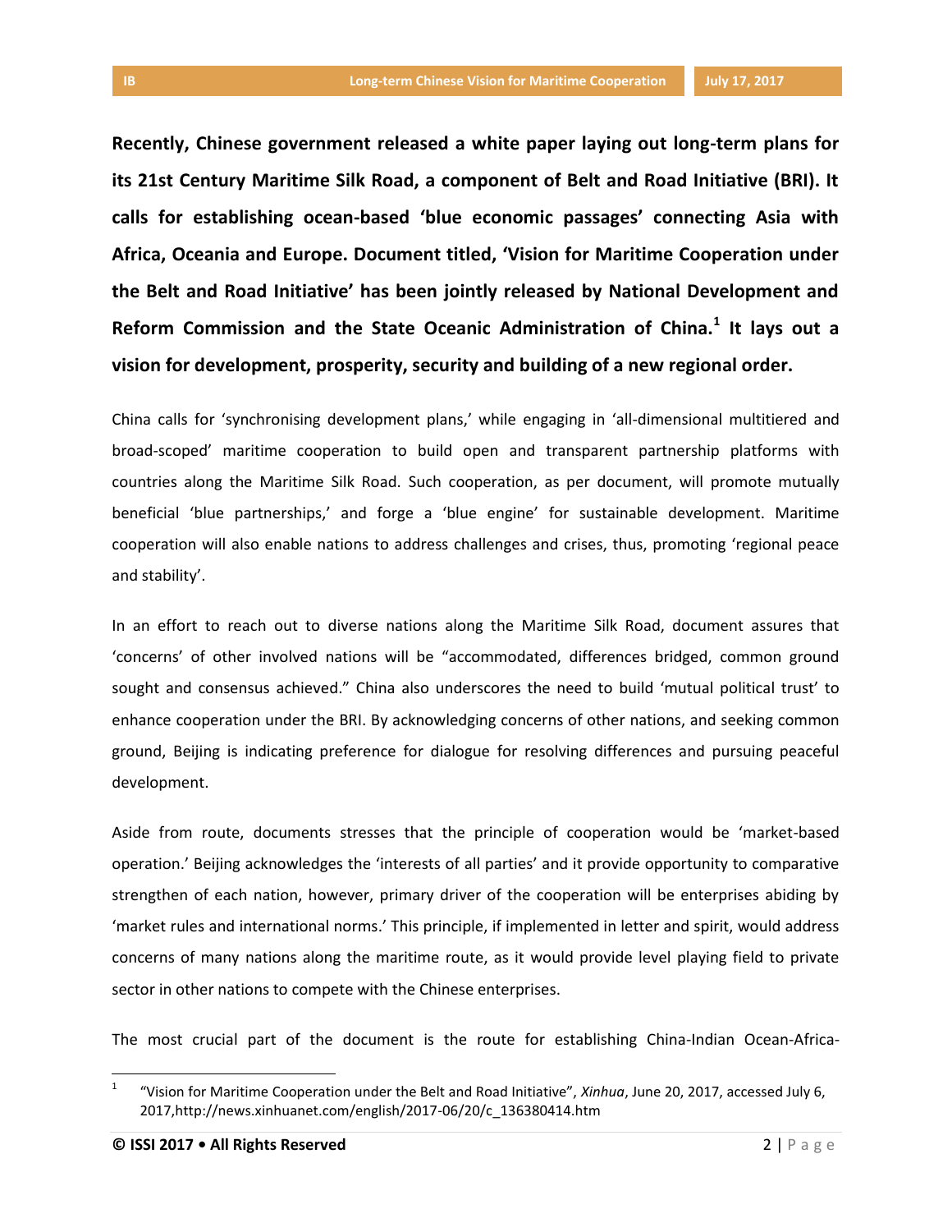**Recently, Chinese government released a white paper laying out long-term plans for its 21st Century Maritime Silk Road, a component of Belt and Road Initiative (BRI). It calls for establishing ocean-based 'blue economic passages' connecting Asia with Africa, Oceania and Europe. Document titled, 'Vision for Maritime Cooperation under the Belt and Road Initiative' has been jointly released by National Development and Reform Commission and the State Oceanic Administration of China.[1] It lays out a vision for development, prosperity, security and building of a new regional order.**

China calls for 'synchronising development plans,' while engaging in 'all-dimensional multitiered and broad-scoped' maritime cooperation to build open and transparent partnership platforms with countries along the Maritime Silk Road. Such cooperation, as per document, will promote mutually beneficial 'blue partnerships,' and forge a 'blue engine' for sustainable development. Maritime cooperation will also enable nations to address challenges and crises, thus, promoting 'regional peace and stability'.

In an effort to reach out to diverse nations along the Maritime Silk Road, document assures that 'concerns' of other involved nations will be "accommodated, differences bridged, common ground sought and consensus achieved." China also underscores the need to build 'mutual political trust' to enhance cooperation under the BRI. By acknowledging concerns of other nations, and seeking common ground, Beijing is indicating preference for dialogue for resolving differences and pursuing peaceful development.

Aside from route, documents stresses that the principle of cooperation would be 'market-based operation.' Beijing acknowledges the 'interests of all parties' and it provide opportunity to comparative strengthen of each nation, however, primary driver of the cooperation will be enterprises abiding by 'market rules and international norms.' This principle, if implemented in letter and spirit, would address concerns of many nations along the maritime route, as it would provide level playing field to private sector in other nations to compete with the Chinese enterprises.

The most crucial part of the document is the route for establishing China-Indian Ocean-Africa-

---

[1] "Vision for Maritime Cooperation under the Belt and Road Initiative", *Xinhua*, June 20, 2017, accessed July 6, 2017,http://news.xinhuanet.com/english/2017-06/20/c_136380414.htm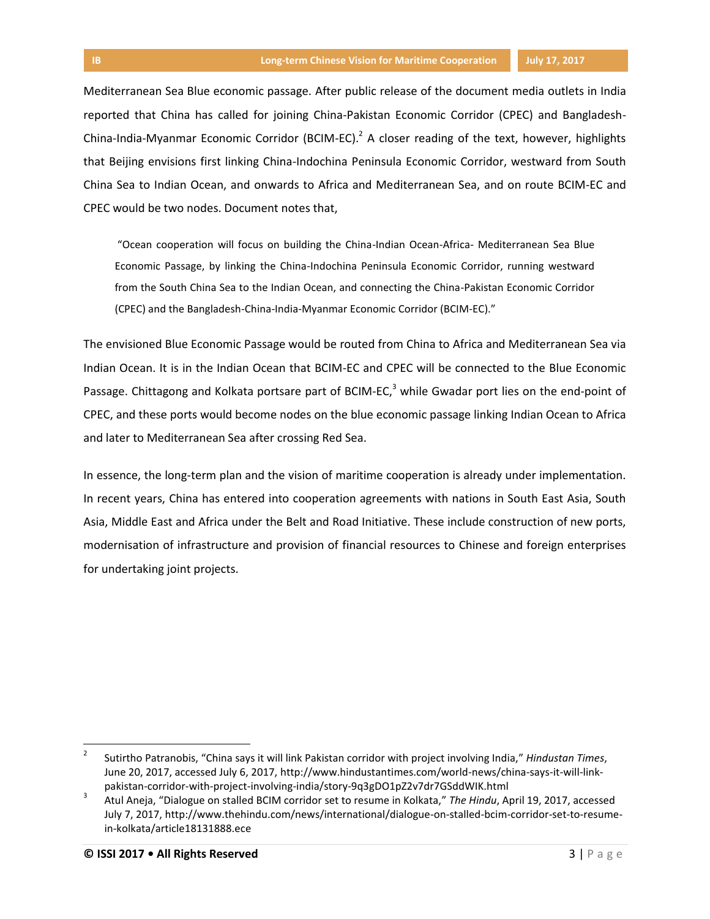Mediterranean Sea Blue economic passage. After public release of the document media outlets in India reported that China has called for joining China-Pakistan Economic Corridor (CPEC) and Bangladesh-China-India-Myanmar Economic Corridor (BCIM-EC).[2] A closer reading of the text, however, highlights that Beijing envisions first linking China-Indochina Peninsula Economic Corridor, westward from South China Sea to Indian Ocean, and onwards to Africa and Mediterranean Sea, and on route BCIM-EC and CPEC would be two nodes. Document notes that,

> "Ocean cooperation will focus on building the China-Indian Ocean-Africa- Mediterranean Sea Blue Economic Passage, by linking the China-Indochina Peninsula Economic Corridor, running westward from the South China Sea to the Indian Ocean, and connecting the China-Pakistan Economic Corridor (CPEC) and the Bangladesh-China-India-Myanmar Economic Corridor (BCIM-EC)."

The envisioned Blue Economic Passage would be routed from China to Africa and Mediterranean Sea via Indian Ocean. It is in the Indian Ocean that BCIM-EC and CPEC will be connected to the Blue Economic Passage. Chittagong and Kolkata portsare part of BCIM-EC,[3] while Gwadar port lies on the end-point of CPEC, and these ports would become nodes on the blue economic passage linking Indian Ocean to Africa and later to Mediterranean Sea after crossing Red Sea.

In essence, the long-term plan and the vision of maritime cooperation is already under implementation. In recent years, China has entered into cooperation agreements with nations in South East Asia, South Asia, Middle East and Africa under the Belt and Road Initiative. These include construction of new ports, modernisation of infrastructure and provision of financial resources to Chinese and foreign enterprises for undertaking joint projects.

---

[2] Sutirtho Patranobis, "China says it will link Pakistan corridor with project involving India," *Hindustan Times*, June 20, 2017, accessed July 6, 2017, http://www.hindustantimes.com/world-news/china-says-it-will-link-pakistan-corridor-with-project-involving-india/story-9q3gDO1pZ2v7dr7GSddWIK.html

[3] Atul Aneja, "Dialogue on stalled BCIM corridor set to resume in Kolkata," *The Hindu*, April 19, 2017, accessed July 7, 2017, http://www.thehindu.com/news/international/dialogue-on-stalled-bcim-corridor-set-to-resume-in-kolkata/article18131888.ece